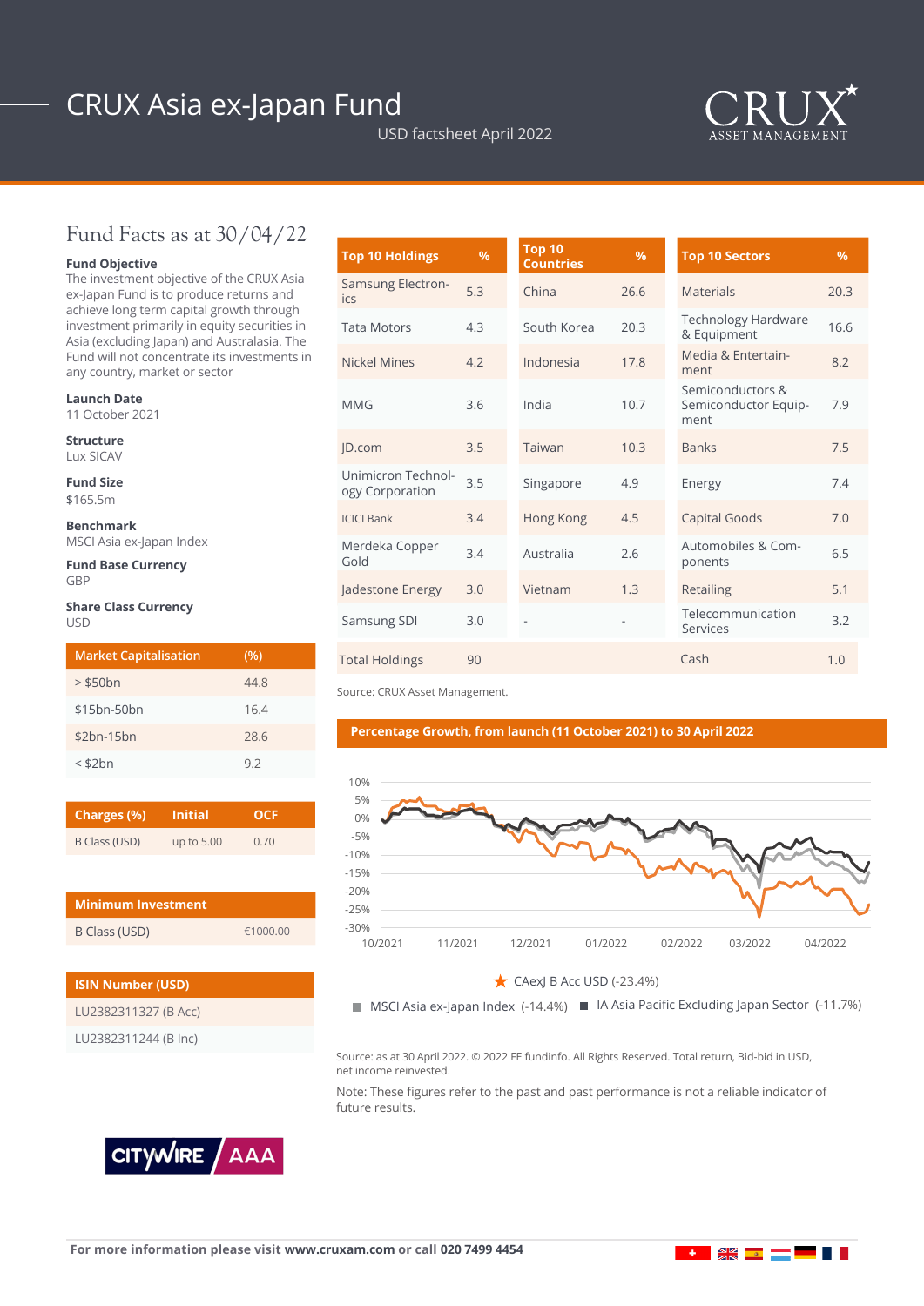# CRUX Asia ex-Japan Fund

USD factsheet April 2022

CRUX ASSET MANAGEMENT

## Fund Facts as at 30/04/22

**Fund Objective**
The investment objective of the CRUX Asia ex-Japan Fund is to produce returns and achieve long term capital growth through investment primarily in equity securities in Asia (excluding Japan) and Australasia. The Fund will not concentrate its investments in any country, market or sector

**Launch Date**
11 October 2021

**Structure**
Lux SICAV

**Fund Size**
$165.5m

**Benchmark**
MSCI Asia ex-Japan Index

**Fund Base Currency**
GBP

**Share Class Currency**
USD

| Market Capitalisation | (%) |
|---|---|
| > $50bn | 44.8 |
| $15bn-50bn | 16.4 |
| $2bn-15bn | 28.6 |
| < $2bn | 9.2 |

| Charges (%) | Initial | OCF |
|---|---|---|
| B Class (USD) | up to 5.00 | 0.70 |

| Minimum Investment | |
|---|---|
| B Class (USD) | €1000.00 |

| ISIN Number (USD) |
|---|
| LU2382311327 (B Acc) |
| LU2382311244 (B Inc) |

| Top 10 Holdings | % | Top 10 Countries | % | Top 10 Sectors | % |
|---|---|---|---|---|---|
| Samsung Electronics | 5.3 | China | 26.6 | Materials | 20.3 |
| Tata Motors | 4.3 | South Korea | 20.3 | Technology Hardware & Equipment | 16.6 |
| Nickel Mines | 4.2 | Indonesia | 17.8 | Media & Entertainment | 8.2 |
| MMG | 3.6 | India | 10.7 | Semiconductors & Semiconductor Equipment | 7.9 |
| JD.com | 3.5 | Taiwan | 10.3 | Banks | 7.5 |
| Unimicron Technology Corporation | 3.5 | Singapore | 4.9 | Energy | 7.4 |
| ICICI Bank | 3.4 | Hong Kong | 4.5 | Capital Goods | 7.0 |
| Merdeka Copper Gold | 3.4 | Australia | 2.6 | Automobiles & Components | 6.5 |
| Jadestone Energy | 3.0 | Vietnam | 1.3 | Retailing | 5.1 |
| Samsung SDI | 3.0 | - | - | Telecommunication Services | 3.2 |
| Total Holdings | 90 | | | Cash | 1.0 |

Source: CRUX Asset Management.

### Percentage Growth, from launch (11 October 2021) to 30 April 2022

★ CAexJ B Acc USD (-23.4%)

■ MSCI Asia ex-Japan Index (-14.4%) ■ IA Asia Pacific Excluding Japan Sector (-11.7%)

Source: as at 30 April 2022. © 2022 FE fundinfo. All Rights Reserved. Total return, Bid-bid in USD, net income reinvested.

Note: These figures refer to the past and past performance is not a reliable indicator of future results.

CITYWIRE AAA

For more information please visit **www.cruxam.com** or call **020 7499 4454**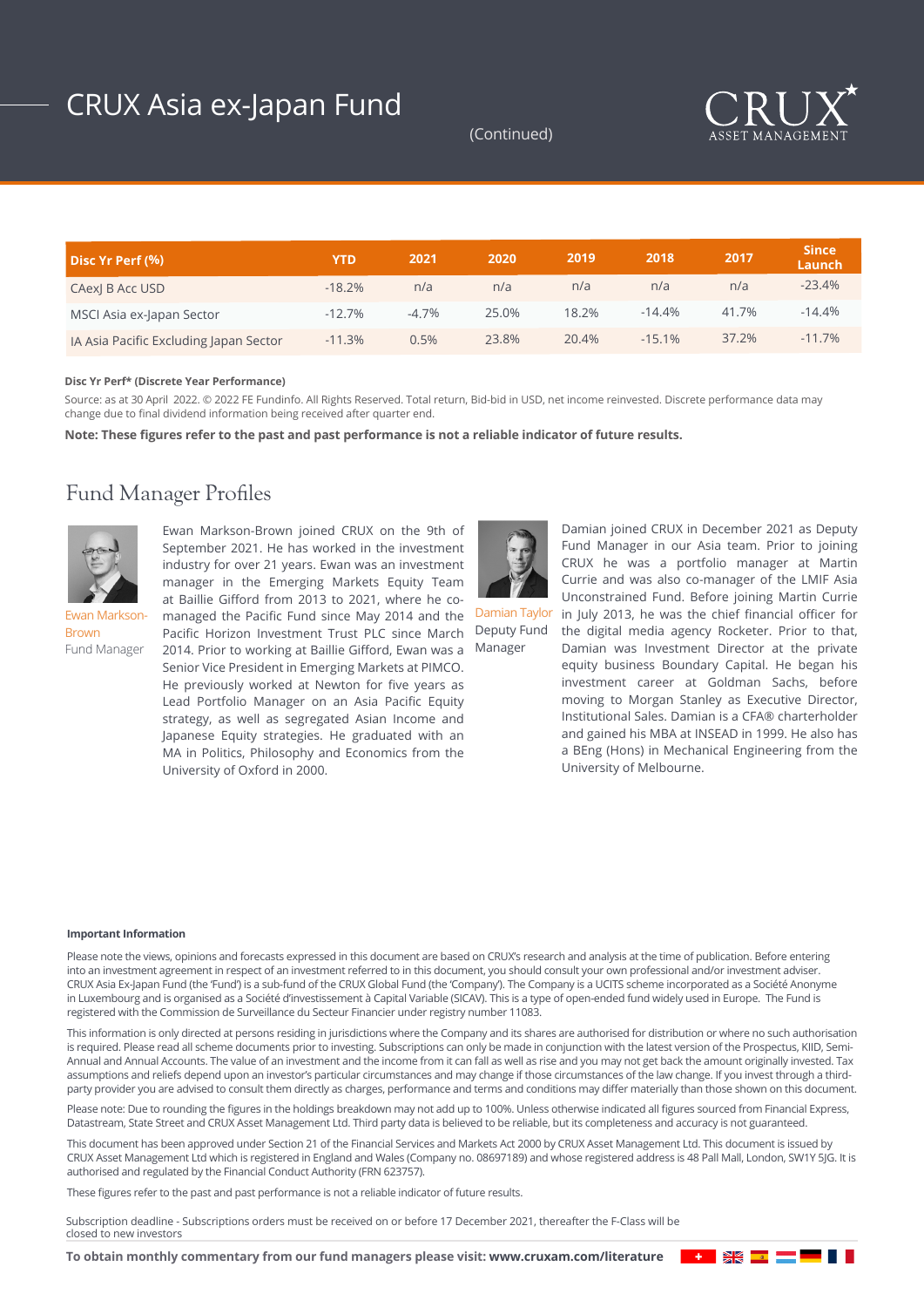# CRUX Asia ex-Japan Fund

(Continued)

| Disc Yr Perf (%) | YTD | 2021 | 2020 | 2019 | 2018 | 2017 | Since Launch |
|---|---|---|---|---|---|---|---|
| CAexJ B Acc USD | -18.2% | n/a | n/a | n/a | n/a | n/a | -23.4% |
| MSCI Asia ex-Japan Sector | -12.7% | -4.7% | 25.0% | 18.2% | -14.4% | 41.7% | -14.4% |
| IA Asia Pacific Excluding Japan Sector | -11.3% | 0.5% | 23.8% | 20.4% | -15.1% | 37.2% | -11.7% |

**Disc Yr Perf* (Discrete Year Performance)**

Source: as at 30 April 2022. © 2022 FE Fundinfo. All Rights Reserved. Total return, Bid-bid in USD, net income reinvested. Discrete performance data may change due to final dividend information being received after quarter end.

**Note: These figures refer to the past and past performance is not a reliable indicator of future results.**

## Fund Manager Profiles

Ewan Markson-Brown
Fund Manager

Ewan Markson-Brown joined CRUX on the 9th of September 2021. He has worked in the investment industry for over 21 years. Ewan was an investment manager in the Emerging Markets Equity Team at Baillie Gifford from 2013 to 2021, where he co-managed the Pacific Fund since May 2014 and the Pacific Horizon Investment Trust PLC since March 2014. Prior to working at Baillie Gifford, Ewan was a Senior Vice President in Emerging Markets at PIMCO. He previously worked at Newton for five years as Lead Portfolio Manager on an Asia Pacific Equity strategy, as well as segregated Asian Income and Japanese Equity strategies. He graduated with an MA in Politics, Philosophy and Economics from the University of Oxford in 2000.

Damian Taylor
Deputy Fund Manager

Damian joined CRUX in December 2021 as Deputy Fund Manager in our Asia team. Prior to joining CRUX he was a portfolio manager at Martin Currie and was also co-manager of the LMIF Asia Unconstrained Fund. Before joining Martin Currie in July 2013, he was the chief financial officer for the digital media agency Rocketer. Prior to that, Damian was Investment Director at the private equity business Boundary Capital. He began his investment career at Goldman Sachs, before moving to Morgan Stanley as Executive Director, Institutional Sales. Damian is a CFA® charterholder and gained his MBA at INSEAD in 1999. He also has a BEng (Hons) in Mechanical Engineering from the University of Melbourne.

**Important Information**

Please note the views, opinions and forecasts expressed in this document are based on CRUX's research and analysis at the time of publication. Before entering into an investment agreement in respect of an investment referred to in this document, you should consult your own professional and/or investment adviser. CRUX Asia Ex-Japan Fund (the 'Fund') is a sub-fund of the CRUX Global Fund (the 'Company'). The Company is a UCITS scheme incorporated as a Société Anonyme in Luxembourg and is organised as a Société d'investissement à Capital Variable (SICAV). This is a type of open-ended fund widely used in Europe. The Fund is registered with the Commission de Surveillance du Secteur Financier under registry number 11083.

This information is only directed at persons residing in jurisdictions where the Company and its shares are authorised for distribution or where no such authorisation is required. Please read all scheme documents prior to investing. Subscriptions can only be made in conjunction with the latest version of the Prospectus, KIID, Semi-Annual and Annual Accounts. The value of an investment and the income from it can fall as well as rise and you may not get back the amount originally invested. Tax assumptions and reliefs depend upon an investor's particular circumstances and may change if those circumstances of the law change. If you invest through a third-party provider you are advised to consult them directly as charges, performance and terms and conditions may differ materially than those shown on this document.

Please note: Due to rounding the figures in the holdings breakdown may not add up to 100%. Unless otherwise indicated all figures sourced from Financial Express, Datastream, State Street and CRUX Asset Management Ltd. Third party data is believed to be reliable, but its completeness and accuracy is not guaranteed.

This document has been approved under Section 21 of the Financial Services and Markets Act 2000 by CRUX Asset Management Ltd. This document is issued by CRUX Asset Management Ltd which is registered in England and Wales (Company no. 08697189) and whose registered address is 48 Pall Mall, London, SW1Y 5JG. It is authorised and regulated by the Financial Conduct Authority (FRN 623757).

These figures refer to the past and past performance is not a reliable indicator of future results.

Subscription deadline - Subscriptions orders must be received on or before 17 December 2021, thereafter the F-Class will be closed to new investors

**To obtain monthly commentary from our fund managers please visit: www.cruxam.com/literature**